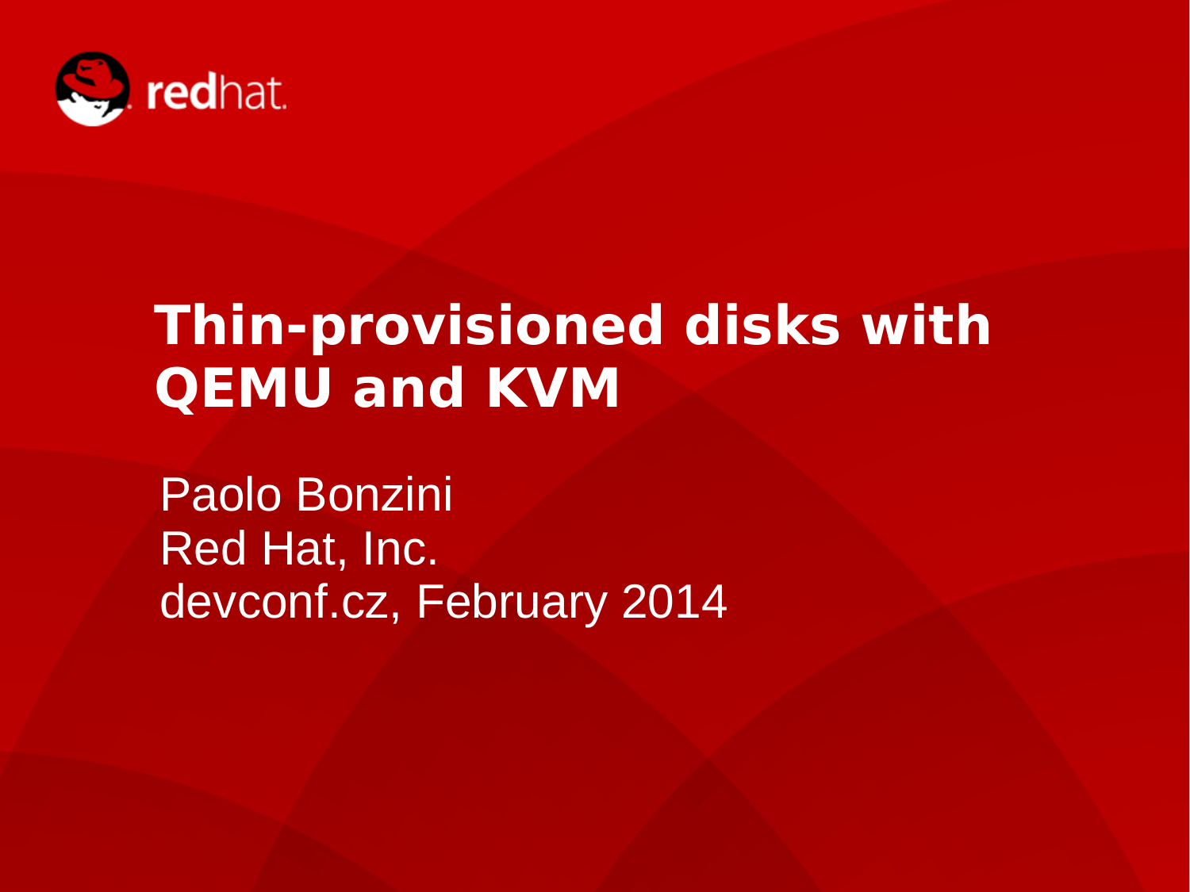# Thin-provisioned disks with QEMU and KVM

Paolo Bonzini
Red Hat, Inc.
devconf.cz, February 2014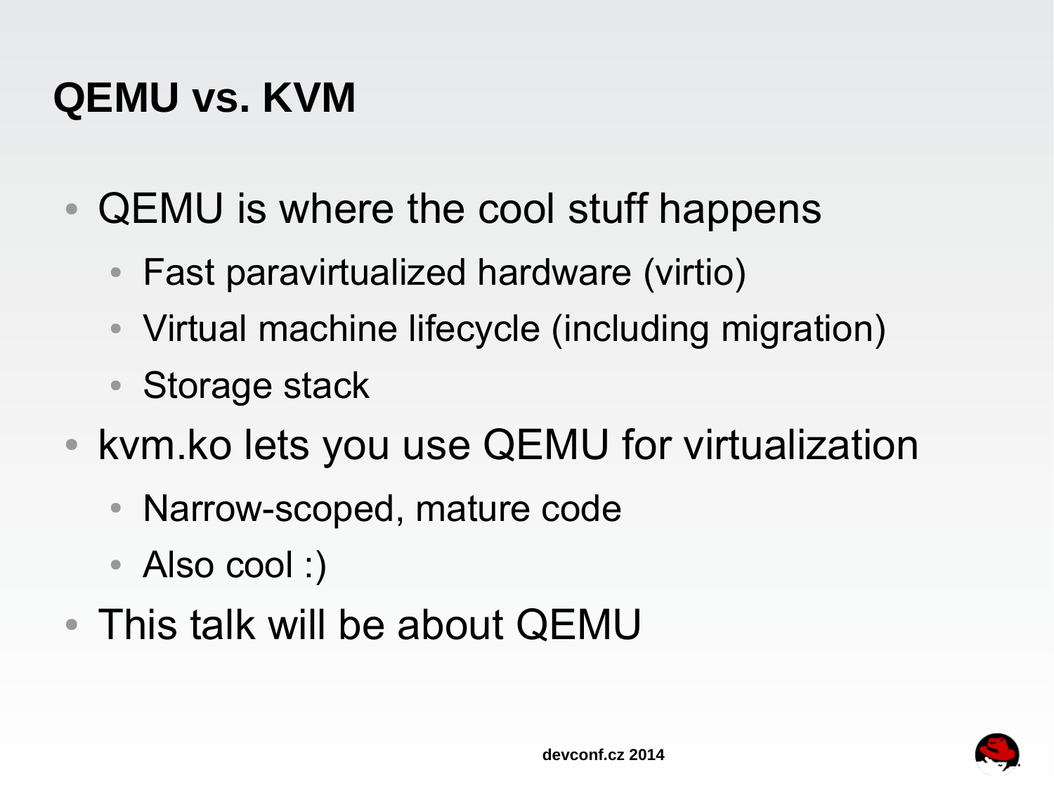# QEMU vs. KVM

- QEMU is where the cool stuff happens
  - Fast paravirtualized hardware (virtio)
  - Virtual machine lifecycle (including migration)
  - Storage stack
- kvm.ko lets you use QEMU for virtualization
  - Narrow-scoped, mature code
  - Also cool :)
- This talk will be about QEMU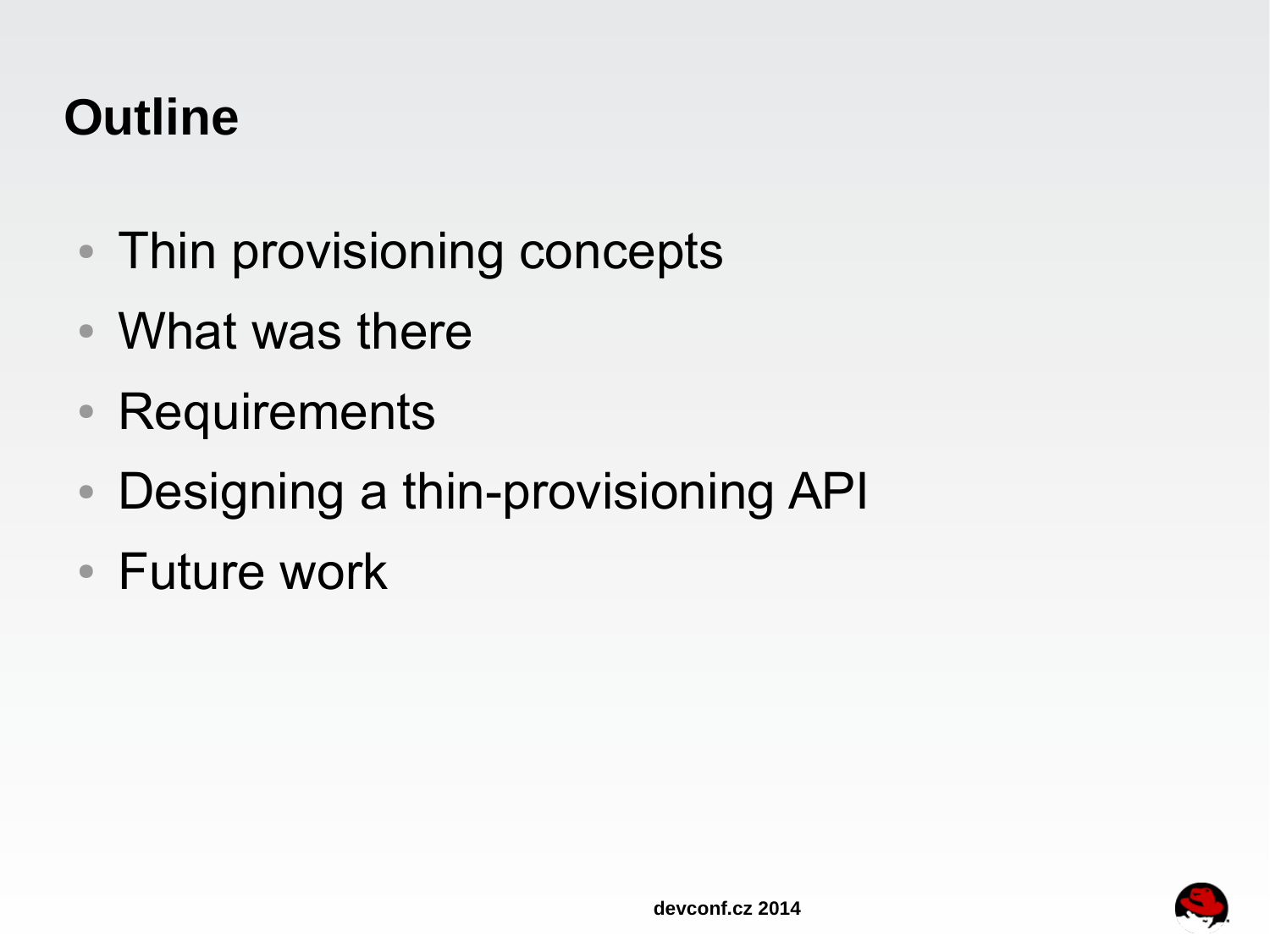# Outline

- Thin provisioning concepts
- What was there
- Requirements
- Designing a thin-provisioning API
- Future work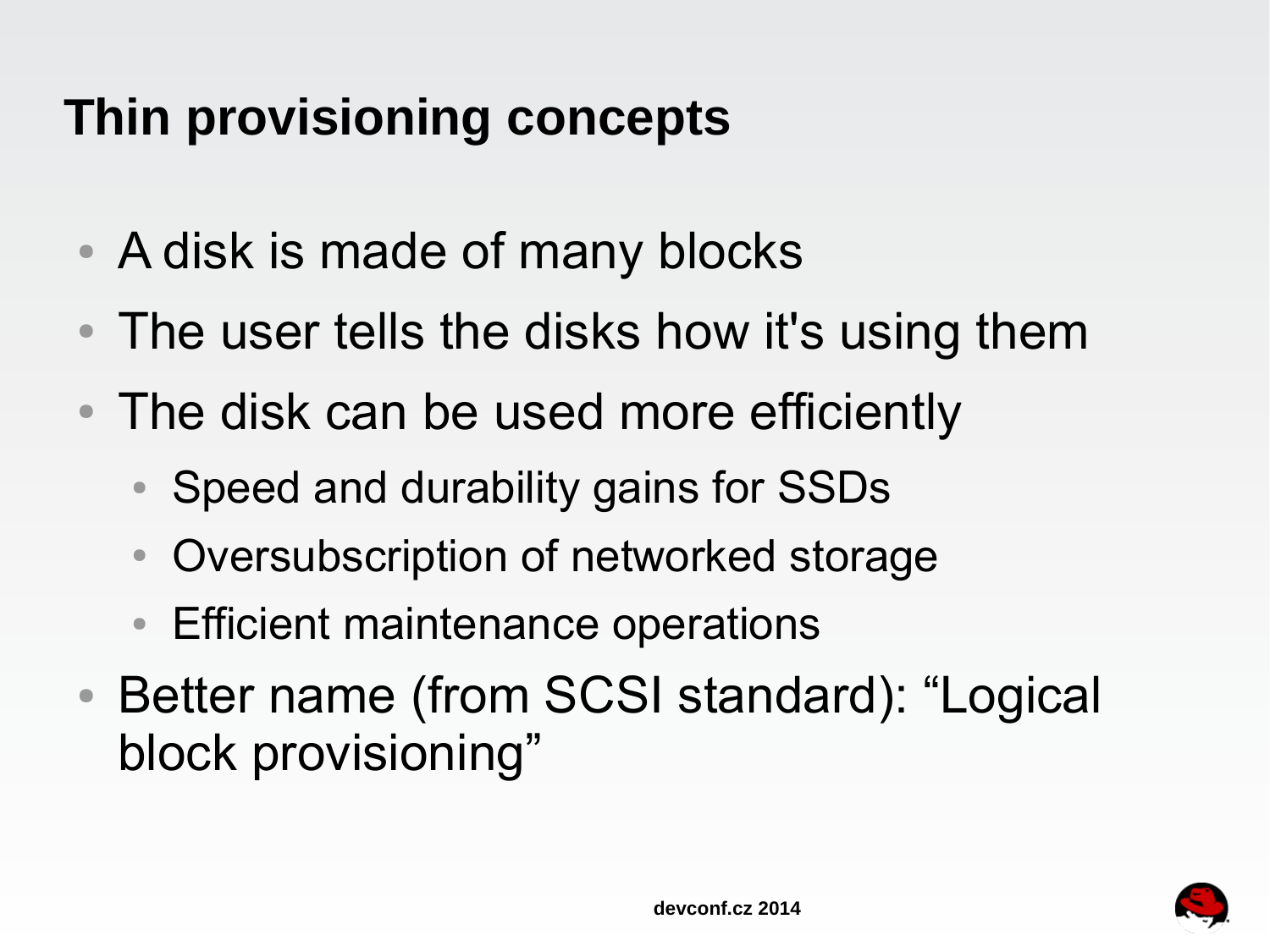# Thin provisioning concepts

- A disk is made of many blocks
- The user tells the disks how it's using them
- The disk can be used more efficiently
  - Speed and durability gains for SSDs
  - Oversubscription of networked storage
  - Efficient maintenance operations
- Better name (from SCSI standard): “Logical block provisioning”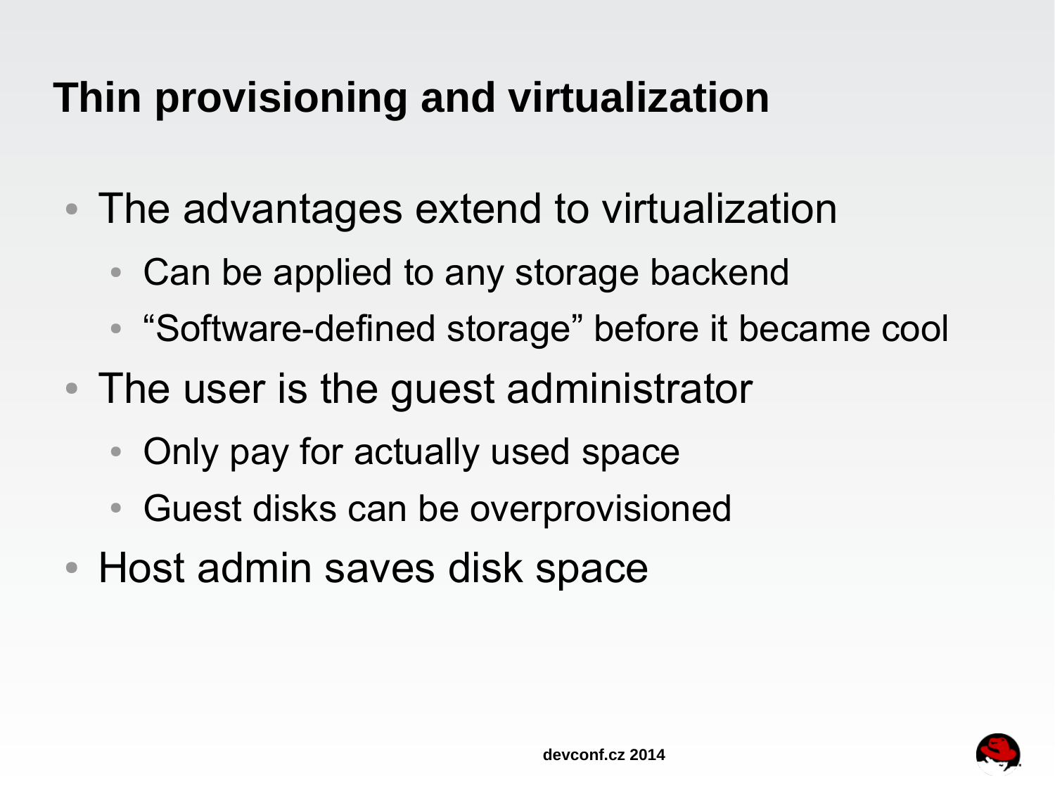# Thin provisioning and virtualization

- The advantages extend to virtualization
  - Can be applied to any storage backend
  - “Software-defined storage” before it became cool
- The user is the guest administrator
  - Only pay for actually used space
  - Guest disks can be overprovisioned
- Host admin saves disk space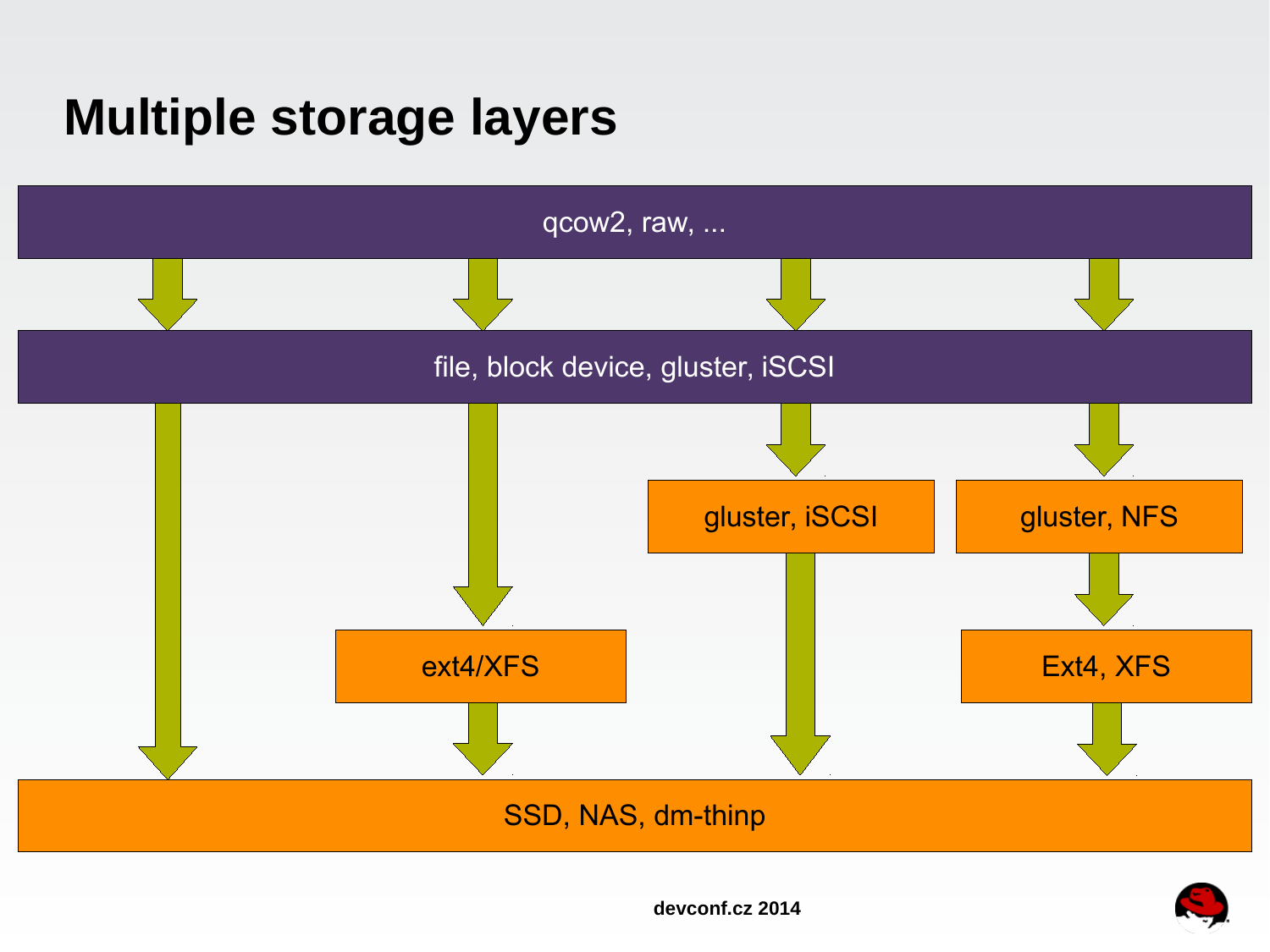# Multiple storage layers

qcow2, raw, ...

file, block device, gluster, iSCSI

gluster, iSCSI

gluster, NFS

ext4/XFS

Ext4, XFS

SSD, NAS, dm-thinp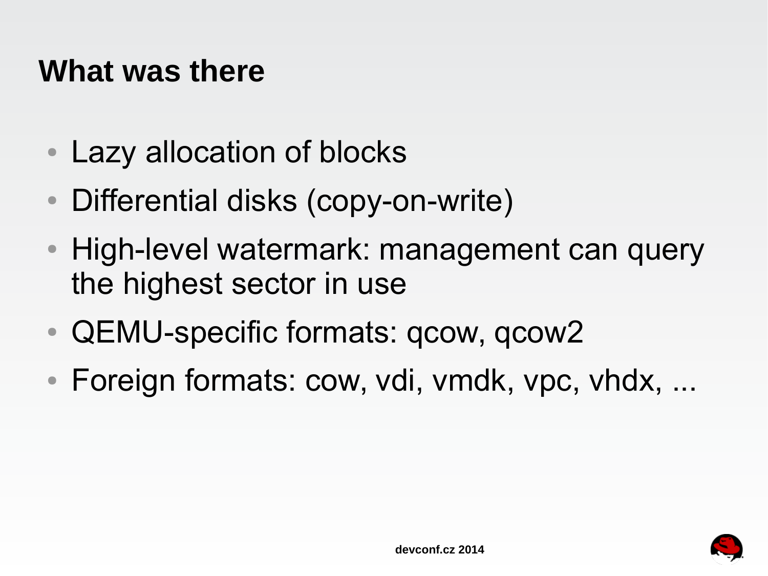# What was there

- Lazy allocation of blocks
- Differential disks (copy-on-write)
- High-level watermark: management can query the highest sector in use
- QEMU-specific formats: qcow, qcow2
- Foreign formats: cow, vdi, vmdk, vpc, vhdx, ...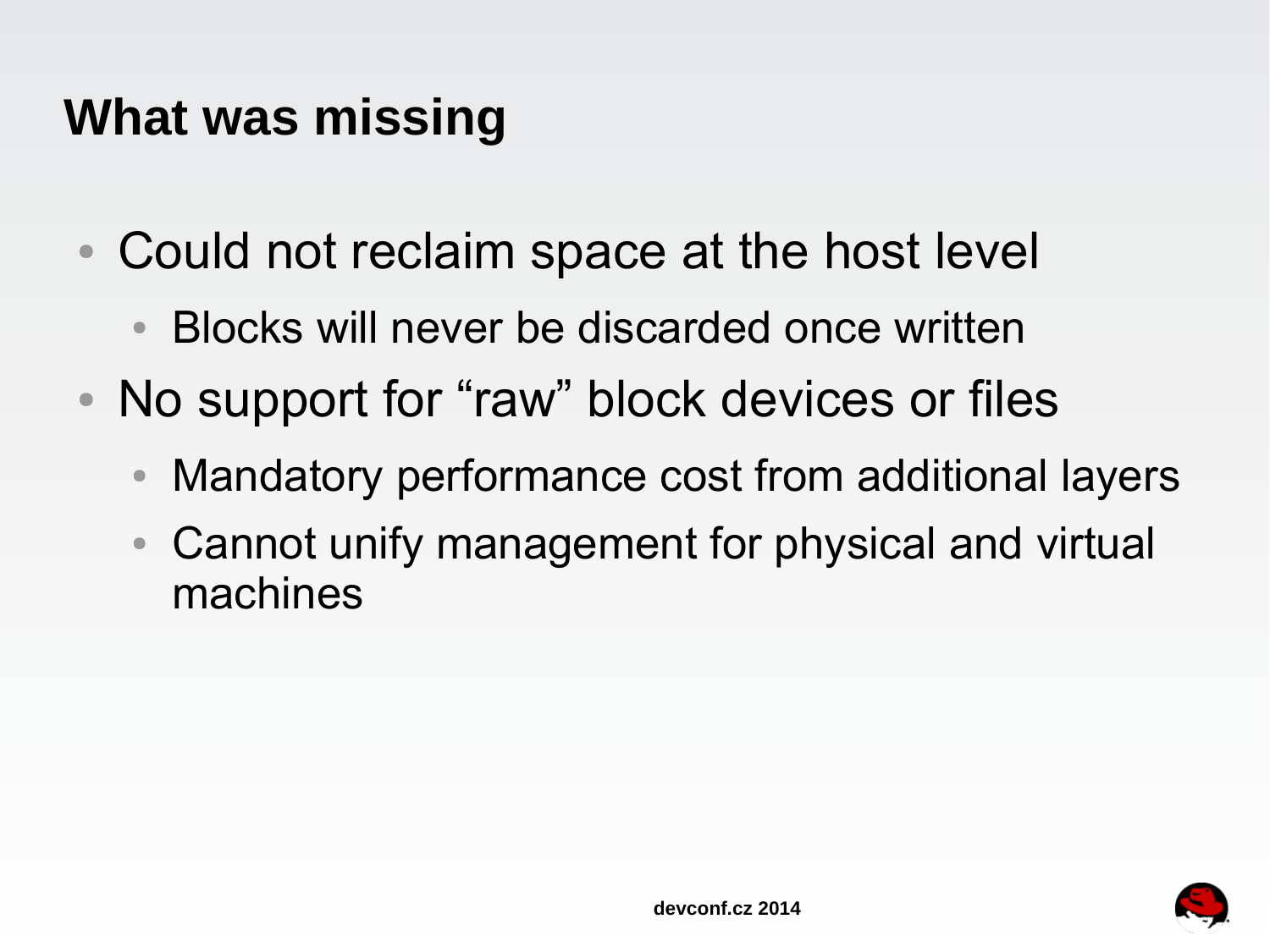# What was missing

- Could not reclaim space at the host level
  - Blocks will never be discarded once written
- No support for “raw” block devices or files
  - Mandatory performance cost from additional layers
  - Cannot unify management for physical and virtual machines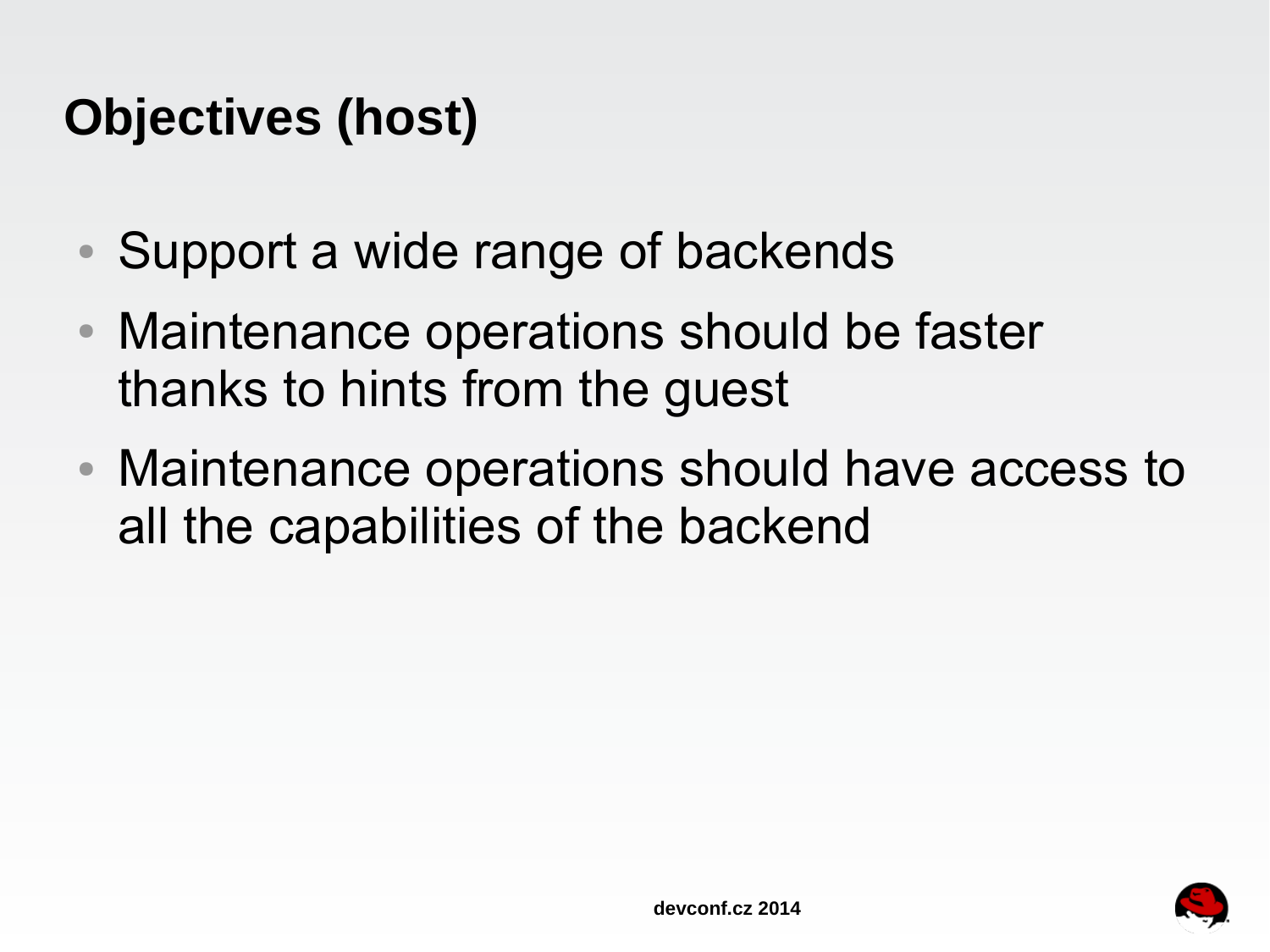# Objectives (host)

- Support a wide range of backends
- Maintenance operations should be faster thanks to hints from the guest
- Maintenance operations should have access to all the capabilities of the backend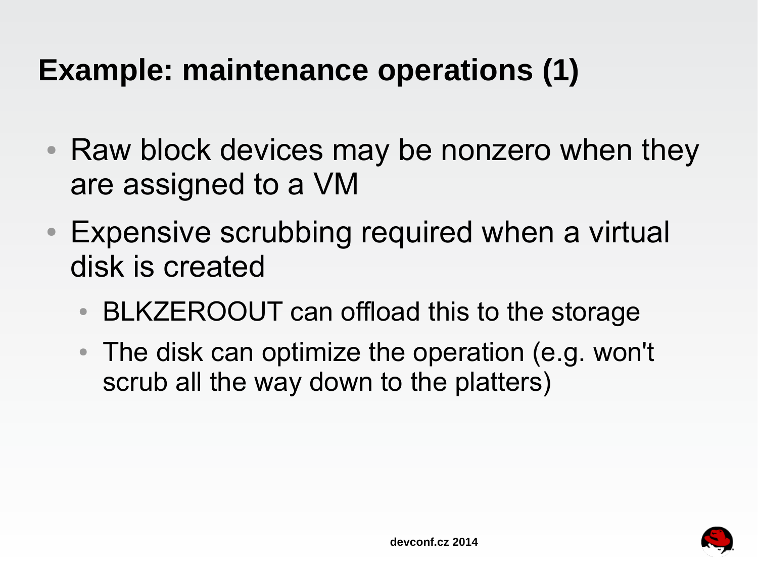# Example: maintenance operations (1)

- Raw block devices may be nonzero when they are assigned to a VM
- Expensive scrubbing required when a virtual disk is created
  - BLKZEROOUT can offload this to the storage
  - The disk can optimize the operation (e.g. won't scrub all the way down to the platters)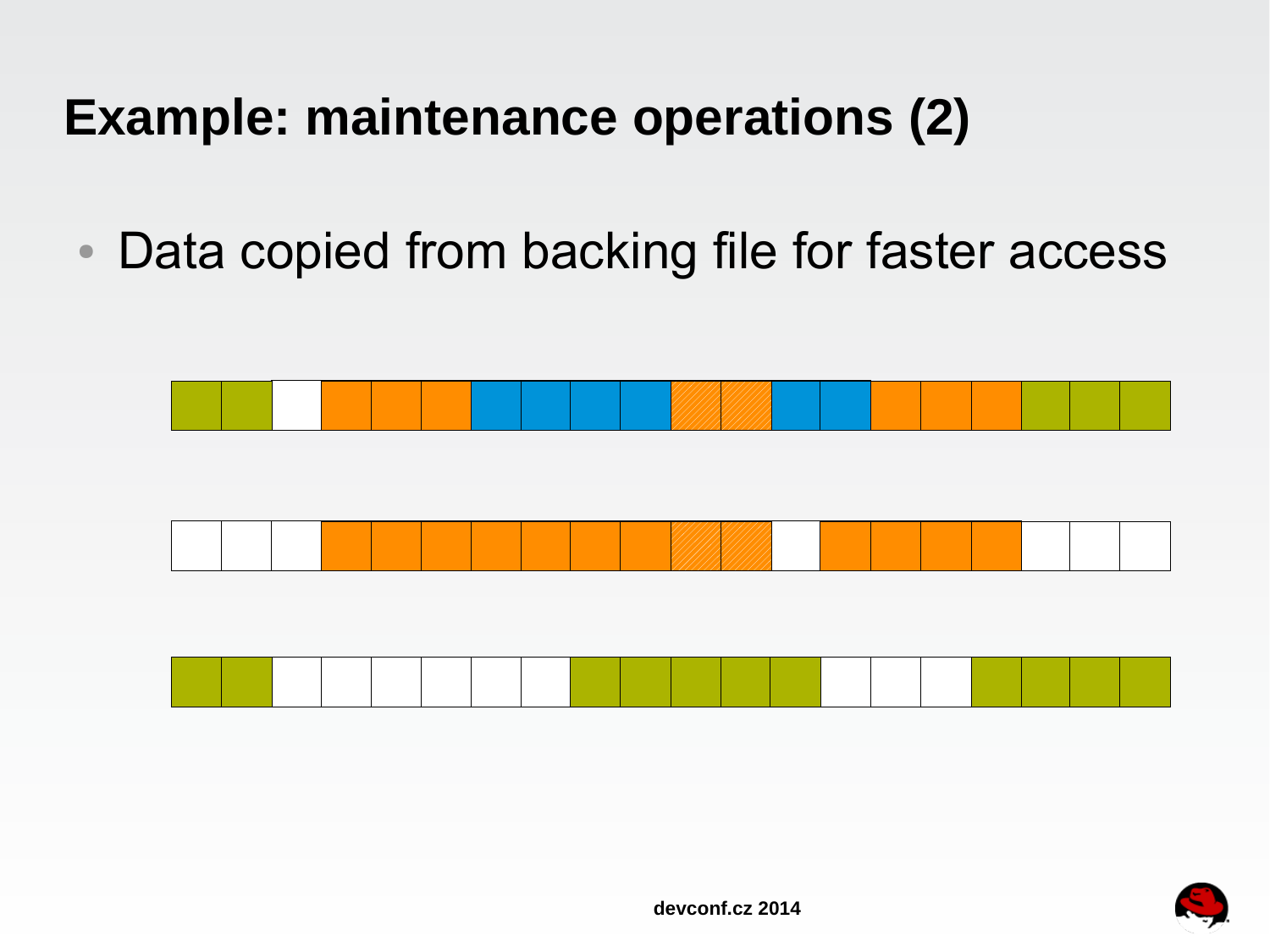# Example: maintenance operations (2)

- Data copied from backing file for faster access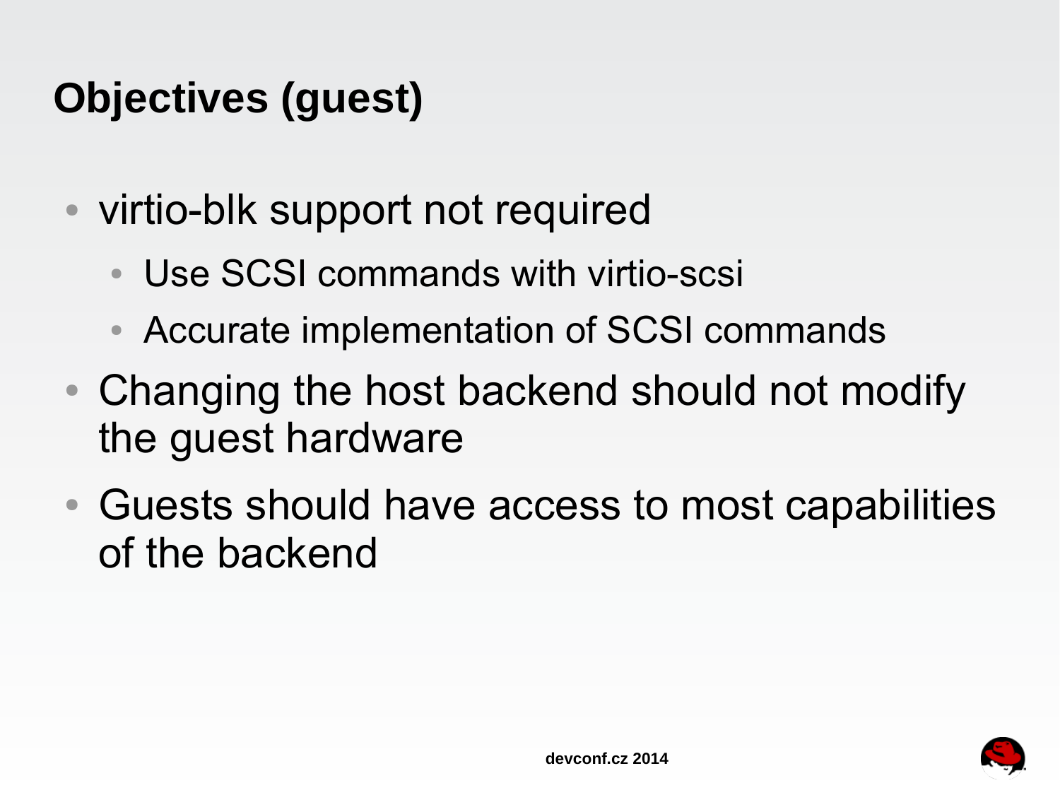# Objectives (guest)

- virtio-blk support not required
  - Use SCSI commands with virtio-scsi
  - Accurate implementation of SCSI commands
- Changing the host backend should not modify the guest hardware
- Guests should have access to most capabilities of the backend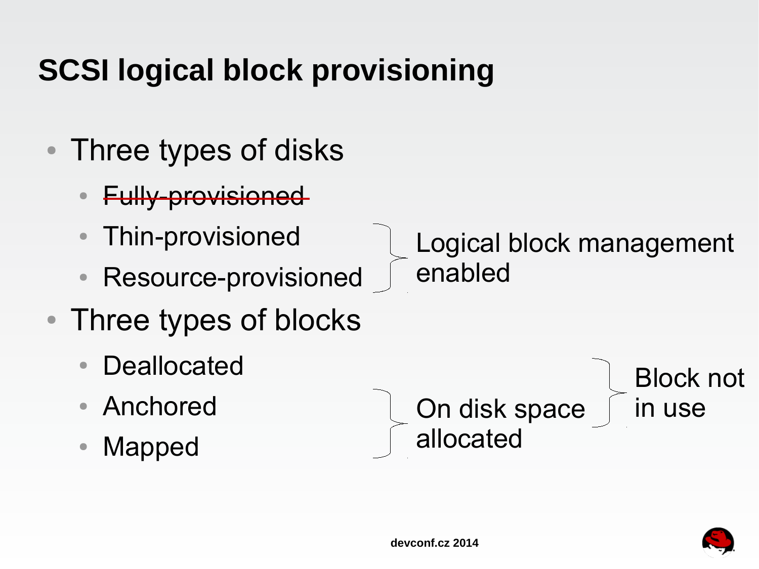# SCSI logical block provisioning

- Three types of disks
  - ~~Fully-provisioned~~
  - Thin-provisioned
  - Resource-provisioned

  } Logical block management enabled

- Three types of blocks
  - Deallocated
  - Anchored
  - Mapped

  } On disk space allocated (Anchored, Mapped)

  } Block not in use (Deallocated, Anchored)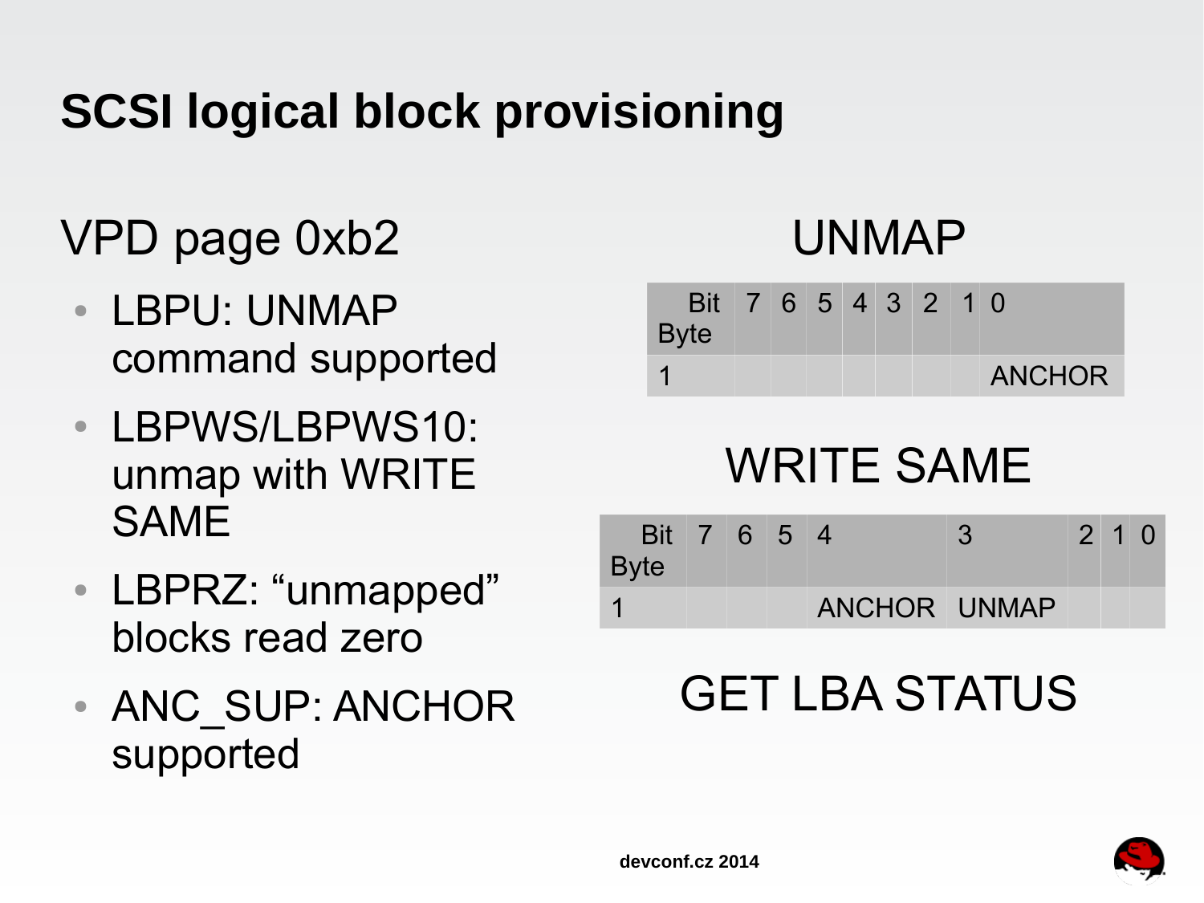# SCSI logical block provisioning

## VPD page 0xb2

- LBPU: UNMAP command supported
- LBPWS/LBPWS10: unmap with WRITE SAME
- LBPRZ: “unmapped” blocks read zero
- ANC_SUP: ANCHOR supported

## UNMAP

| Bit / Byte | 7 | 6 | 5 | 4 | 3 | 2 | 1 | 0 |
|---|---|---|---|---|---|---|---|---|
| 1 | | | | | | | | ANCHOR |

## WRITE SAME

| Bit / Byte | 7 | 6 | 5 | 4 | 3 | 2 | 1 | 0 |
|---|---|---|---|---|---|---|---|---|
| 1 | | | | ANCHOR | UNMAP | | | |

## GET LBA STATUS

devconf.cz 2014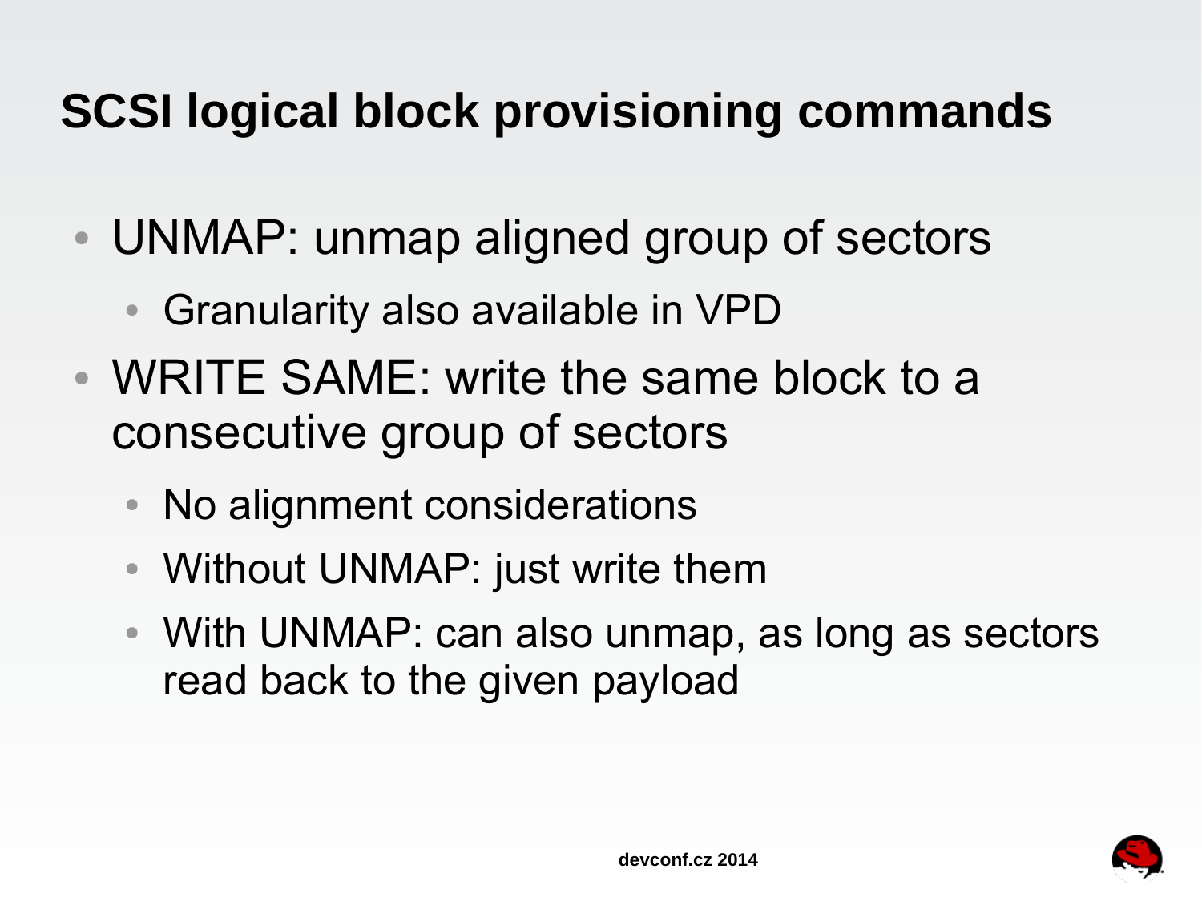# SCSI logical block provisioning commands

- UNMAP: unmap aligned group of sectors
  - Granularity also available in VPD
- WRITE SAME: write the same block to a consecutive group of sectors
  - No alignment considerations
  - Without UNMAP: just write them
  - With UNMAP: can also unmap, as long as sectors read back to the given payload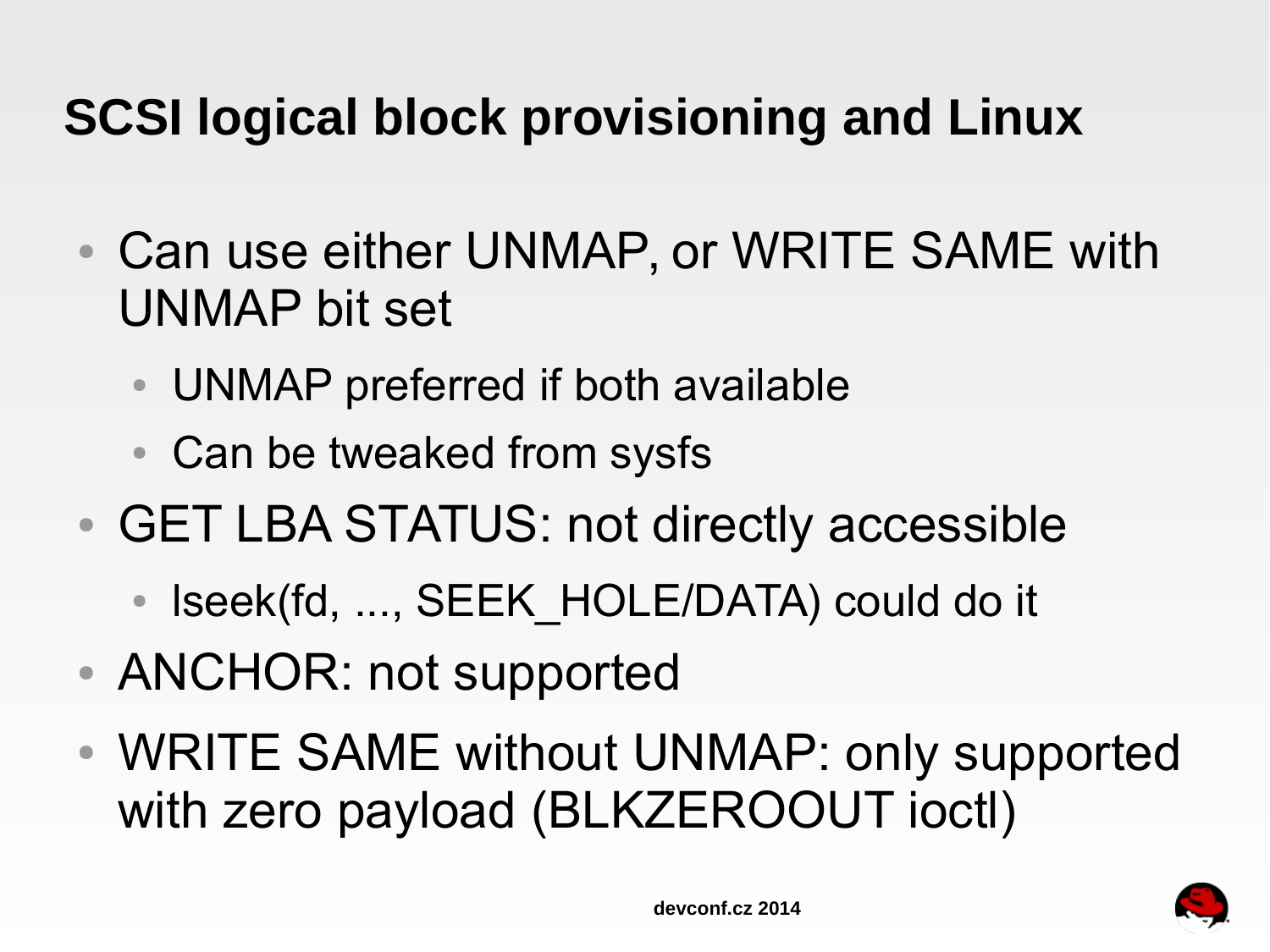# SCSI logical block provisioning and Linux

- Can use either UNMAP, or WRITE SAME with UNMAP bit set
  - UNMAP preferred if both available
  - Can be tweaked from sysfs
- GET LBA STATUS: not directly accessible
  - lseek(fd, ..., SEEK_HOLE/DATA) could do it
- ANCHOR: not supported
- WRITE SAME without UNMAP: only supported with zero payload (BLKZEROOUT ioctl)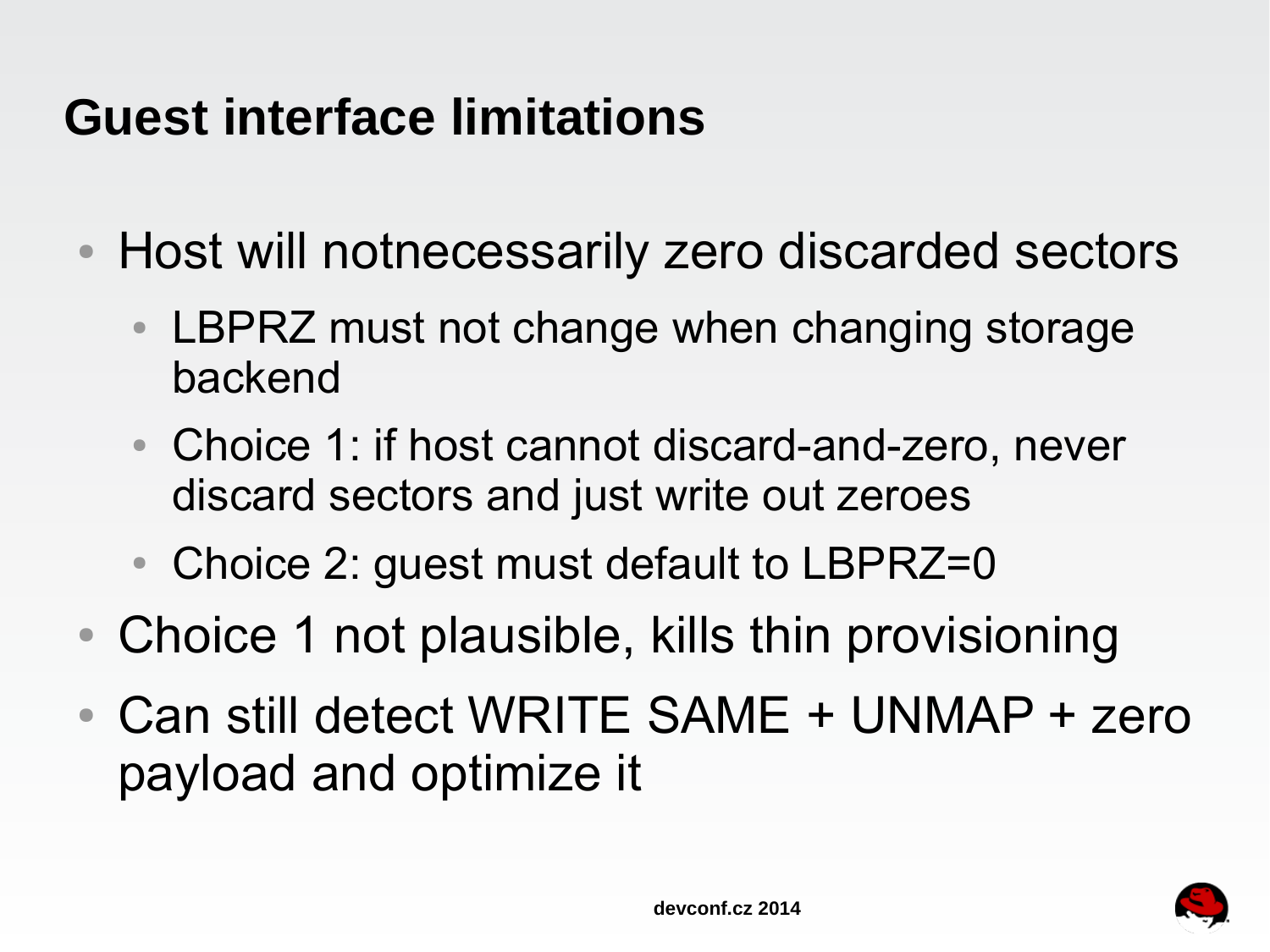# Guest interface limitations

- Host will notnecessarily zero discarded sectors
  - LBPRZ must not change when changing storage backend
  - Choice 1: if host cannot discard-and-zero, never discard sectors and just write out zeroes
  - Choice 2: guest must default to LBPRZ=0
- Choice 1 not plausible, kills thin provisioning
- Can still detect WRITE SAME + UNMAP + zero payload and optimize it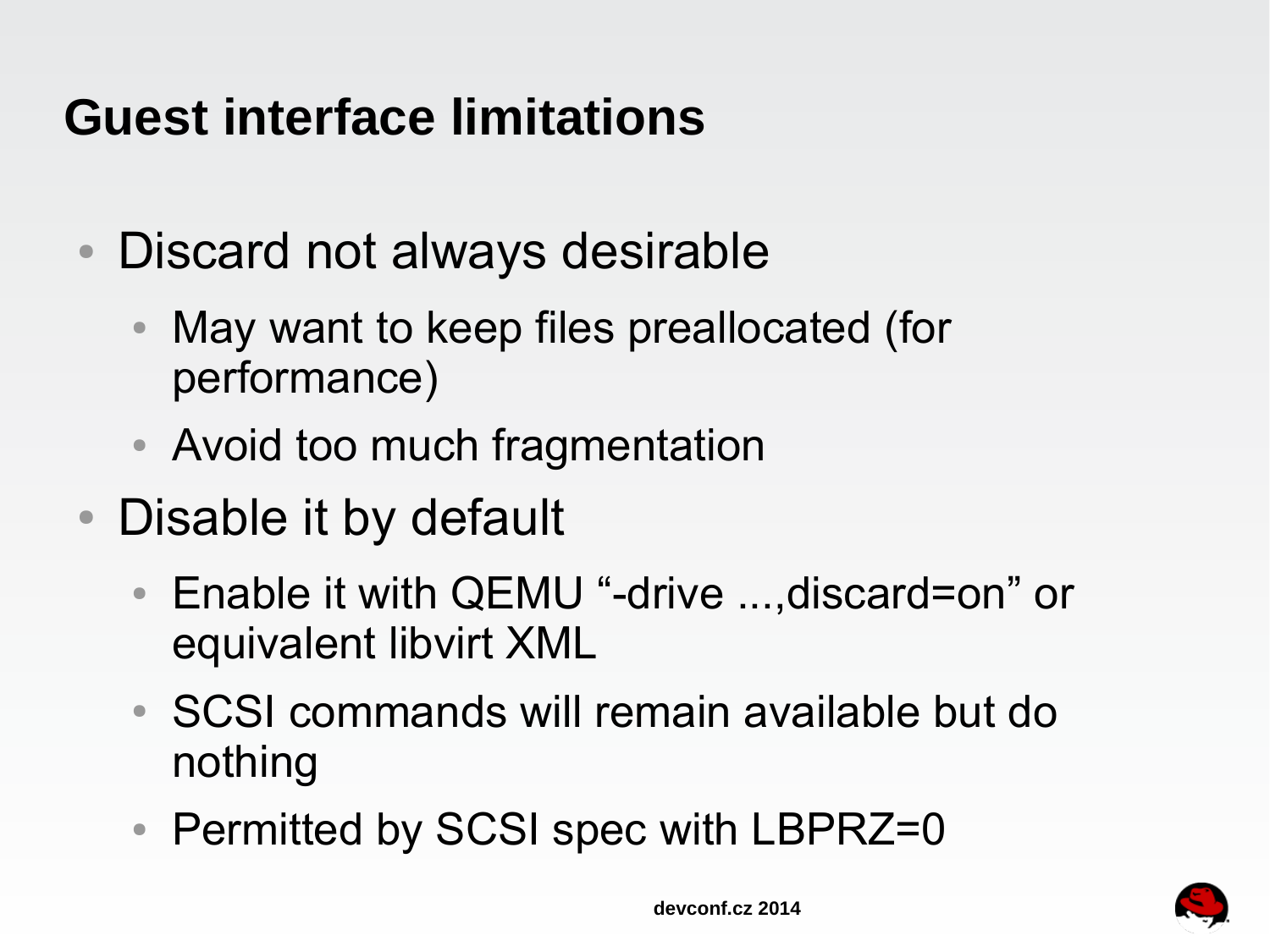# Guest interface limitations

- Discard not always desirable
  - May want to keep files preallocated (for performance)
  - Avoid too much fragmentation
- Disable it by default
  - Enable it with QEMU “-drive ...,discard=on” or equivalent libvirt XML
  - SCSI commands will remain available but do nothing
  - Permitted by SCSI spec with LBPRZ=0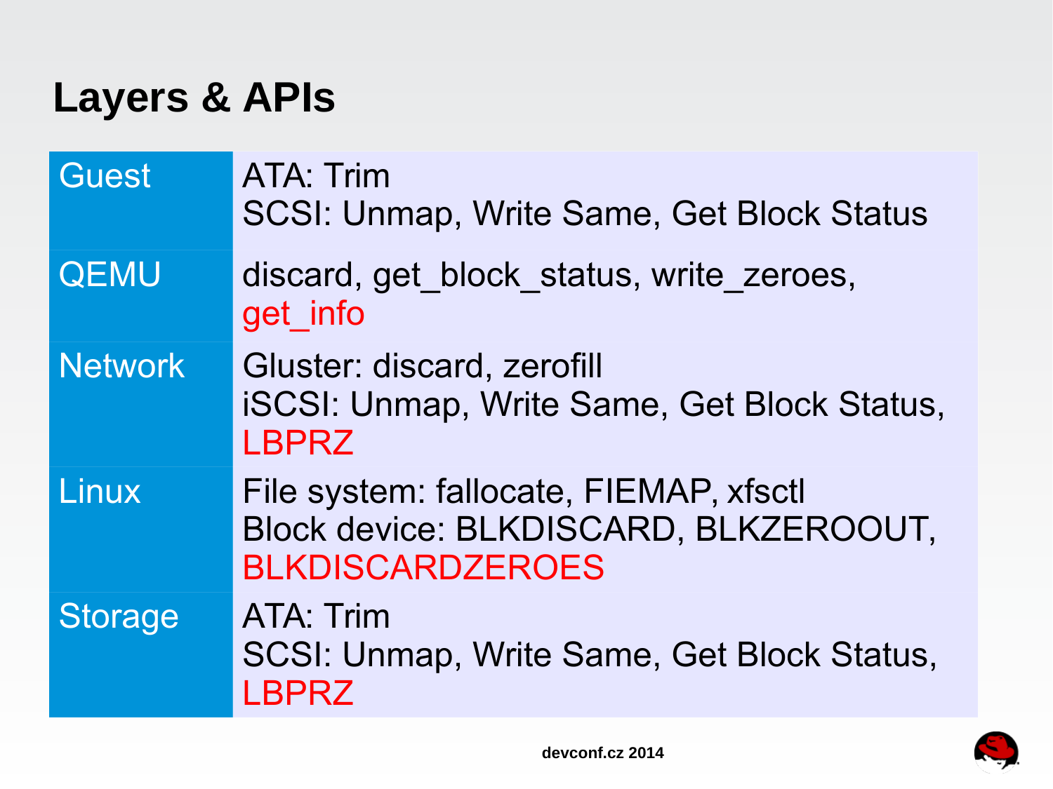# Layers & APIs

| | |
|---|---|
| Guest | ATA: Trim<br>SCSI: Unmap, Write Same, Get Block Status |
| QEMU | discard, get_block_status, write_zeroes, get_info |
| Network | Gluster: discard, zerofill<br>iSCSI: Unmap, Write Same, Get Block Status, LBPRZ |
| Linux | File system: fallocate, FIEMAP, xfsctl<br>Block device: BLKDISCARD, BLKZEROOUT, BLKDISCARDZEROES |
| Storage | ATA: Trim<br>SCSI: Unmap, Write Same, Get Block Status, LBPRZ |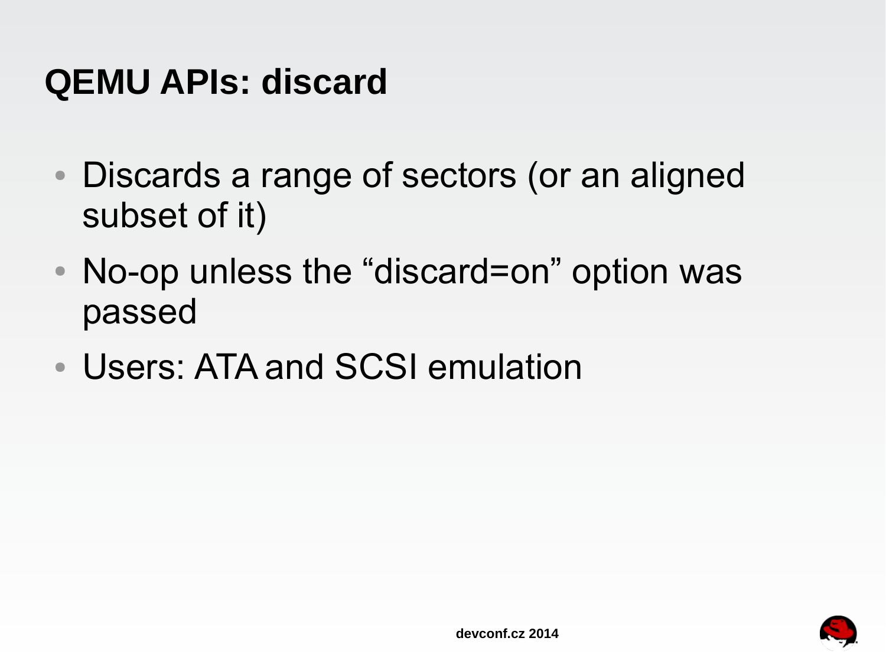# QEMU APIs: discard

- Discards a range of sectors (or an aligned subset of it)
- No-op unless the “discard=on” option was passed
- Users: ATA and SCSI emulation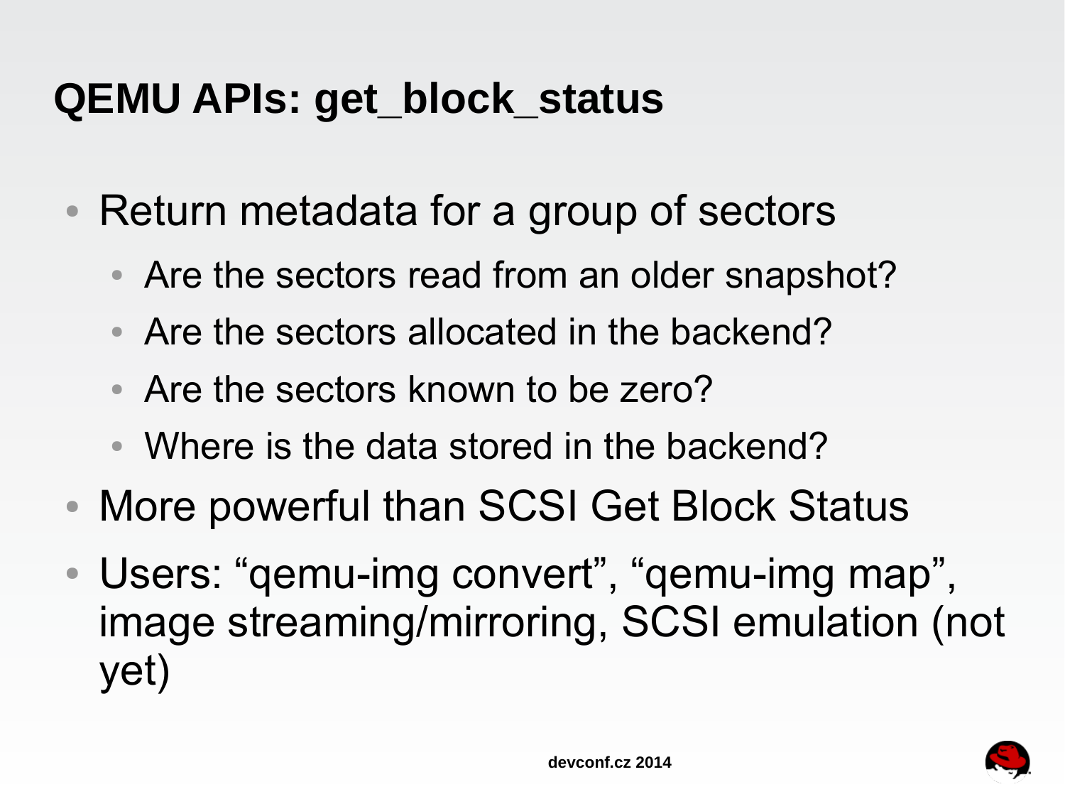# QEMU APIs: get_block_status

- Return metadata for a group of sectors
  - Are the sectors read from an older snapshot?
  - Are the sectors allocated in the backend?
  - Are the sectors known to be zero?
  - Where is the data stored in the backend?
- More powerful than SCSI Get Block Status
- Users: “qemu-img convert”, “qemu-img map”, image streaming/mirroring, SCSI emulation (not yet)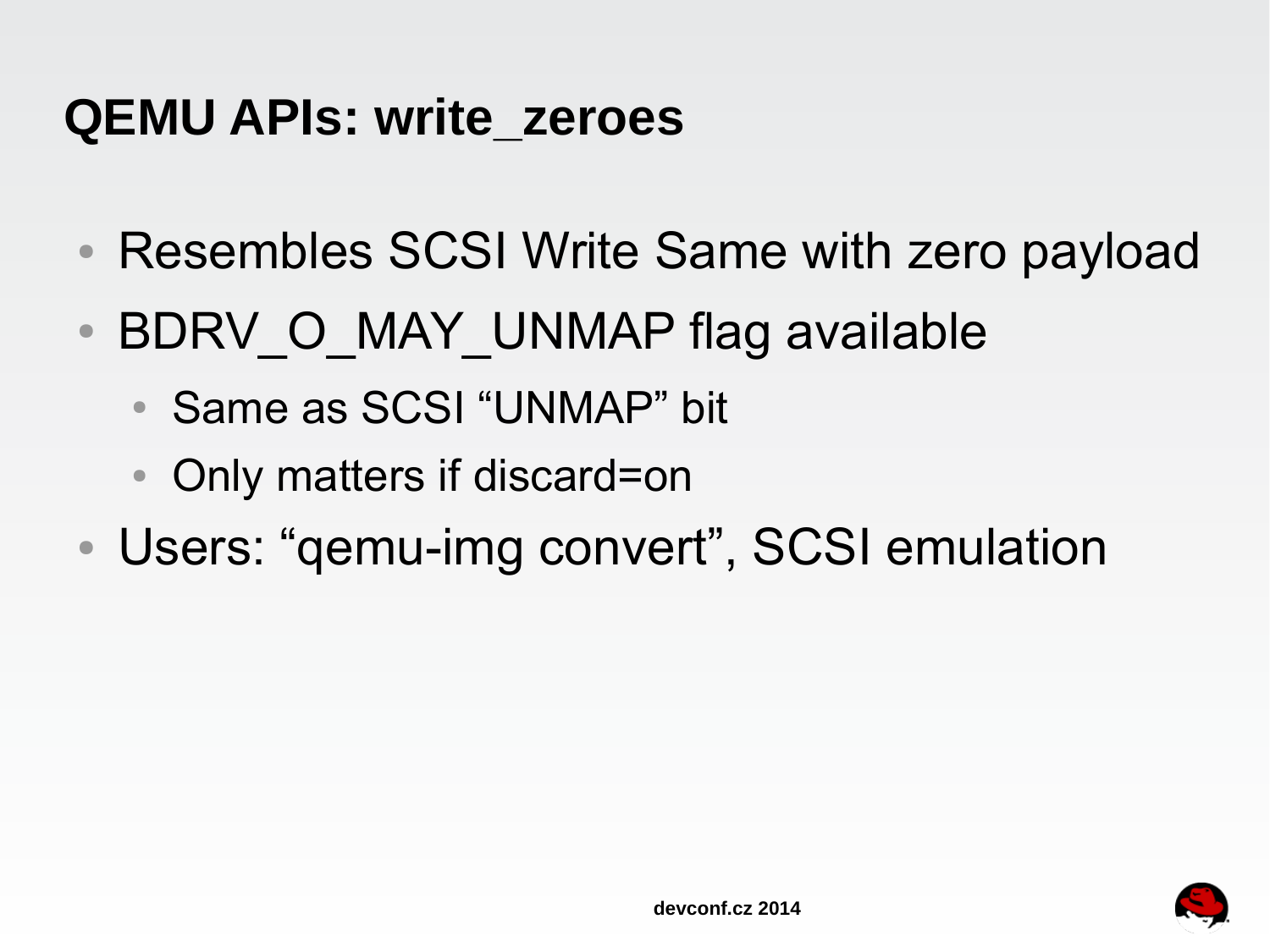# QEMU APIs: write_zeroes

- Resembles SCSI Write Same with zero payload
- BDRV_O_MAY_UNMAP flag available
  - Same as SCSI “UNMAP” bit
  - Only matters if discard=on
- Users: “qemu-img convert”, SCSI emulation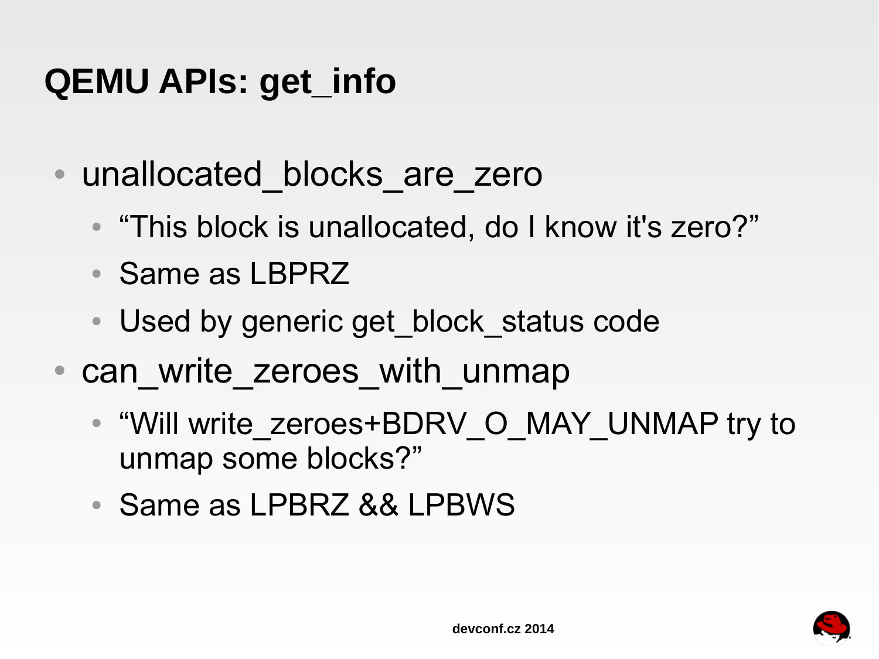# QEMU APIs: get_info

- unallocated_blocks_are_zero
  - “This block is unallocated, do I know it's zero?”
  - Same as LBPRZ
  - Used by generic get_block_status code
- can_write_zeroes_with_unmap
  - “Will write_zeroes+BDRV_O_MAY_UNMAP try to unmap some blocks?”
  - Same as LPBRZ && LPBWS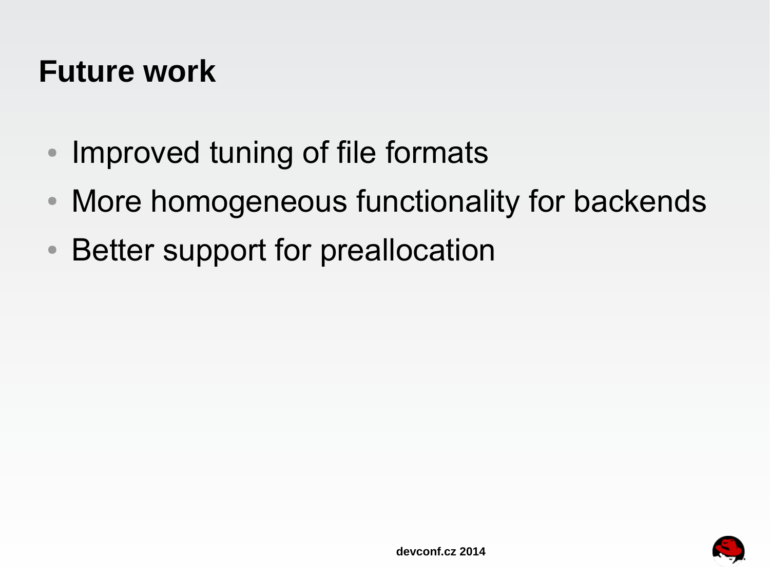# Future work

- Improved tuning of file formats
- More homogeneous functionality for backends
- Better support for preallocation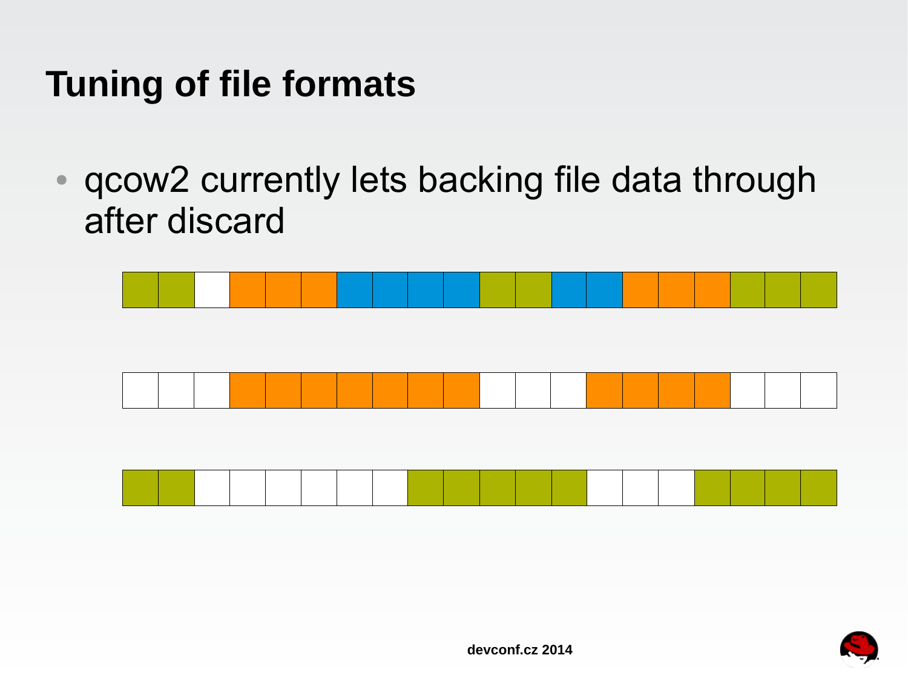# Tuning of file formats

- qcow2 currently lets backing file data through after discard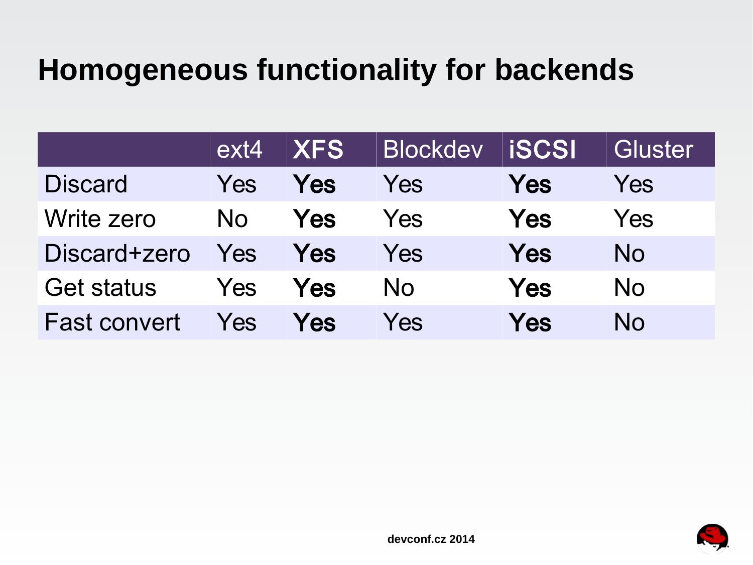# Homogeneous functionality for backends

| | ext4 | **XFS** | Blockdev | **iSCSI** | Gluster |
|---|---|---|---|---|---|
| Discard | Yes | **Yes** | Yes | **Yes** | Yes |
| Write zero | No | **Yes** | Yes | **Yes** | Yes |
| Discard+zero | Yes | **Yes** | Yes | **Yes** | No |
| Get status | Yes | **Yes** | No | **Yes** | No |
| Fast convert | Yes | **Yes** | Yes | **Yes** | No |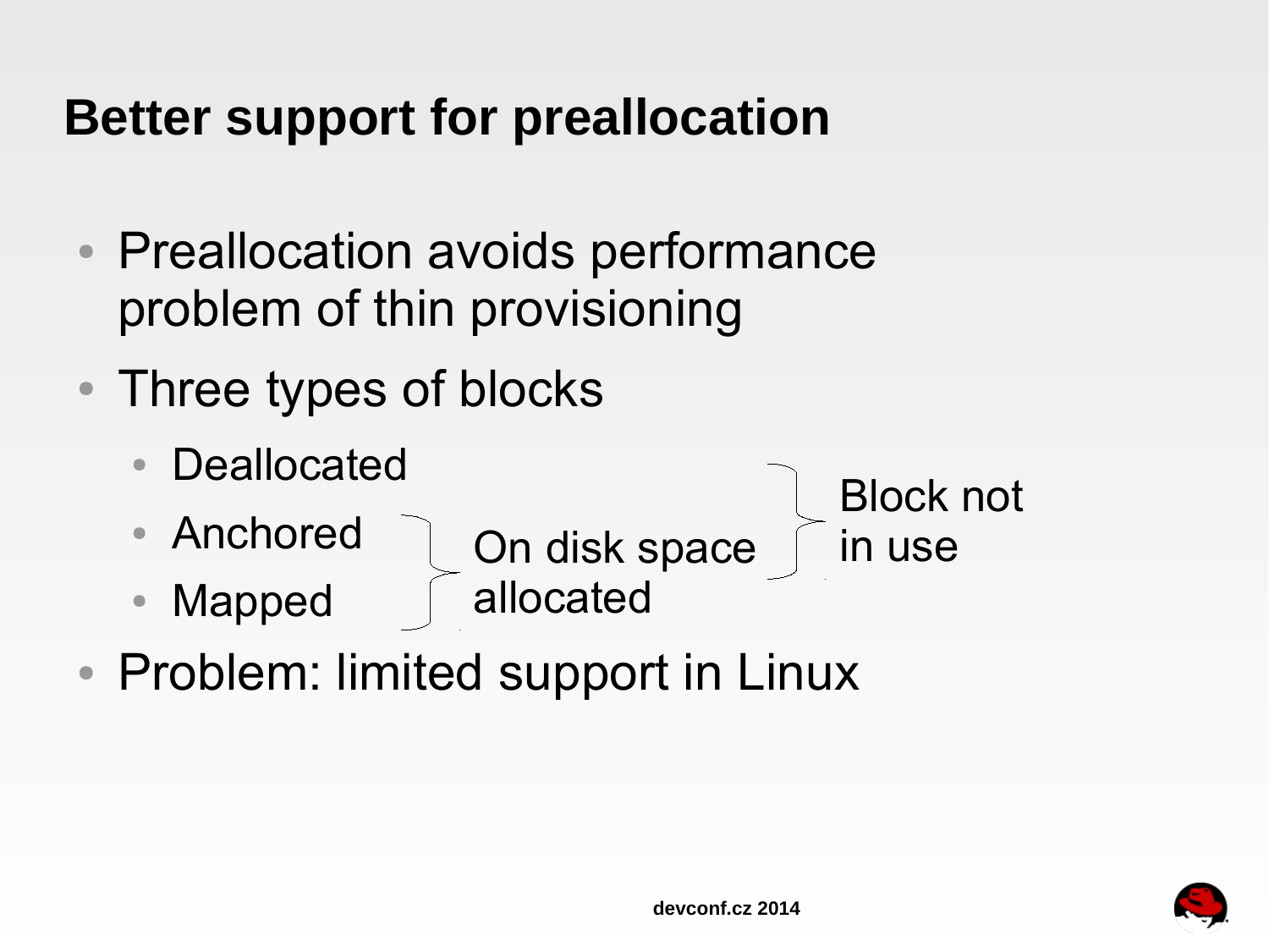# Better support for preallocation

- Preallocation avoids performance problem of thin provisioning
- Three types of blocks
  - Deallocated
  - Anchored
  - Mapped

  Anchored and Mapped: On disk space allocated

  Deallocated and Anchored: Block not in use
- Problem: limited support in Linux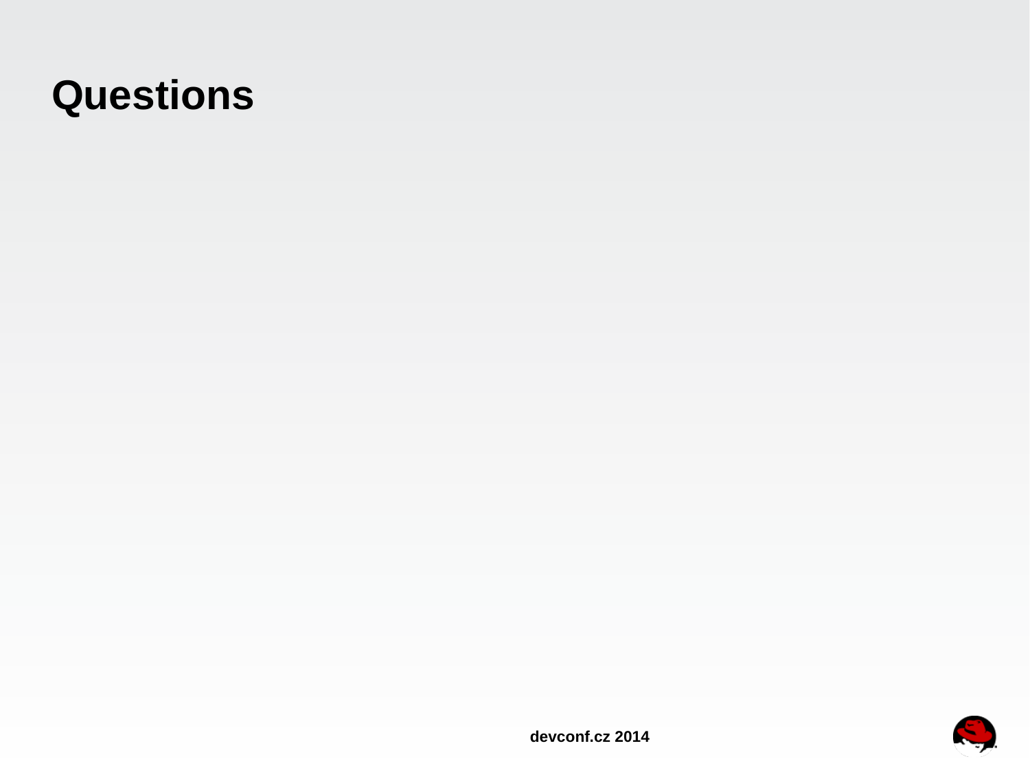# Questions